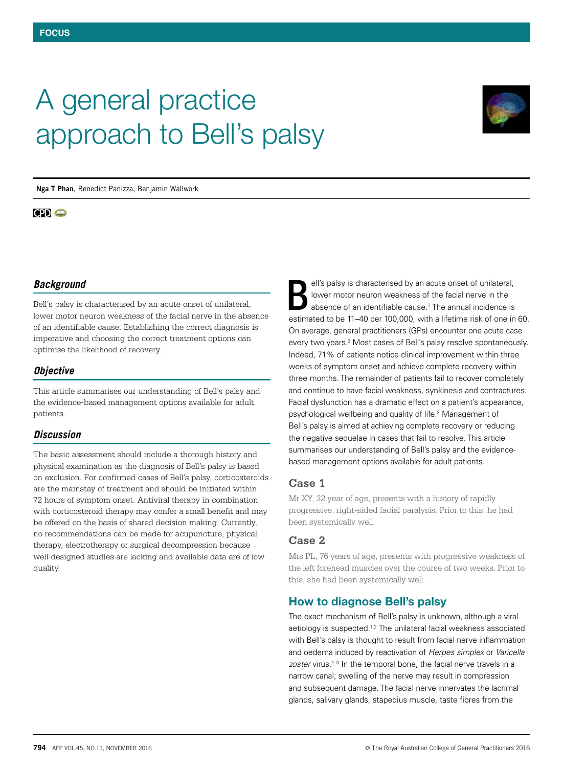FOCUS

# A general practice approach to Bell's palsy

**Nga T Phan**, Benedict Panizza, Benjamin Wallwork

CPD

### *Background*

Bell's palsy is characterised by an acute onset of unilateral, lower motor neuron weakness of the facial nerve in the absence of an identifiable cause. Establishing the correct diagnosis is imperative and choosing the correct treatment options can optimise the likelihood of recovery.

### *Objective*

This article summarises our understanding of Bell's palsy and the evidence-based management options available for adult patients.

### *Discussion*

The basic assessment should include a thorough history and physical examination as the diagnosis of Bell's palsy is based on exclusion. For confirmed cases of Bell's palsy, corticosteroids are the mainstay of treatment and should be initiated within 72 hours of symptom onset. Antiviral therapy in combination with corticosteroid therapy may confer a small benefit and may be offered on the basis of shared decision making. Currently, no recommendations can be made for acupuncture, physical therapy, electrotherapy or surgical decompression because well-designed studies are lacking and available data are of low quality.

Bell's palsy is characterised by an acute onset of unilateral, lower motor neuron weakness of the facial nerve in the absence of an identifiable cause.[1] The annual incidence is estimated to be 11–40 per 100,000, with a lifetime risk of one in 60. On average, general practitioners (GPs) encounter one acute case every two years.[2] Most cases of Bell's palsy resolve spontaneously. Indeed, 71% of patients notice clinical improvement within three weeks of symptom onset and achieve complete recovery within three months. The remainder of patients fail to recover completely and continue to have facial weakness, synkinesis and contractures. Facial dysfunction has a dramatic effect on a patient's appearance, psychological wellbeing and quality of life.[3] Management of Bell's palsy is aimed at achieving complete recovery or reducing the negative sequelae in cases that fail to resolve. This article summarises our understanding of Bell's palsy and the evidence-based management options available for adult patients.

### Case 1

Mr XY, 32 year of age, presents with a history of rapidly progressive, right-sided facial paralysis. Prior to this, he had been systemically well.

### Case 2

Mrs PL, 76 years of age, presents with progressive weakness of the left forehead muscles over the course of two weeks. Prior to this, she had been systemically well.

## How to diagnose Bell's palsy

The exact mechanism of Bell's palsy is unknown, although a viral aetiology is suspected.[1,2] The unilateral facial weakness associated with Bell's palsy is thought to result from facial nerve inflammation and oedema induced by reactivation of *Herpes simplex* or *Varicella zoster* virus.[1–3] In the temporal bone, the facial nerve travels in a narrow canal; swelling of the nerve may result in compression and subsequent damage. The facial nerve innervates the lacrimal glands, salivary glands, stapedius muscle, taste fibres from the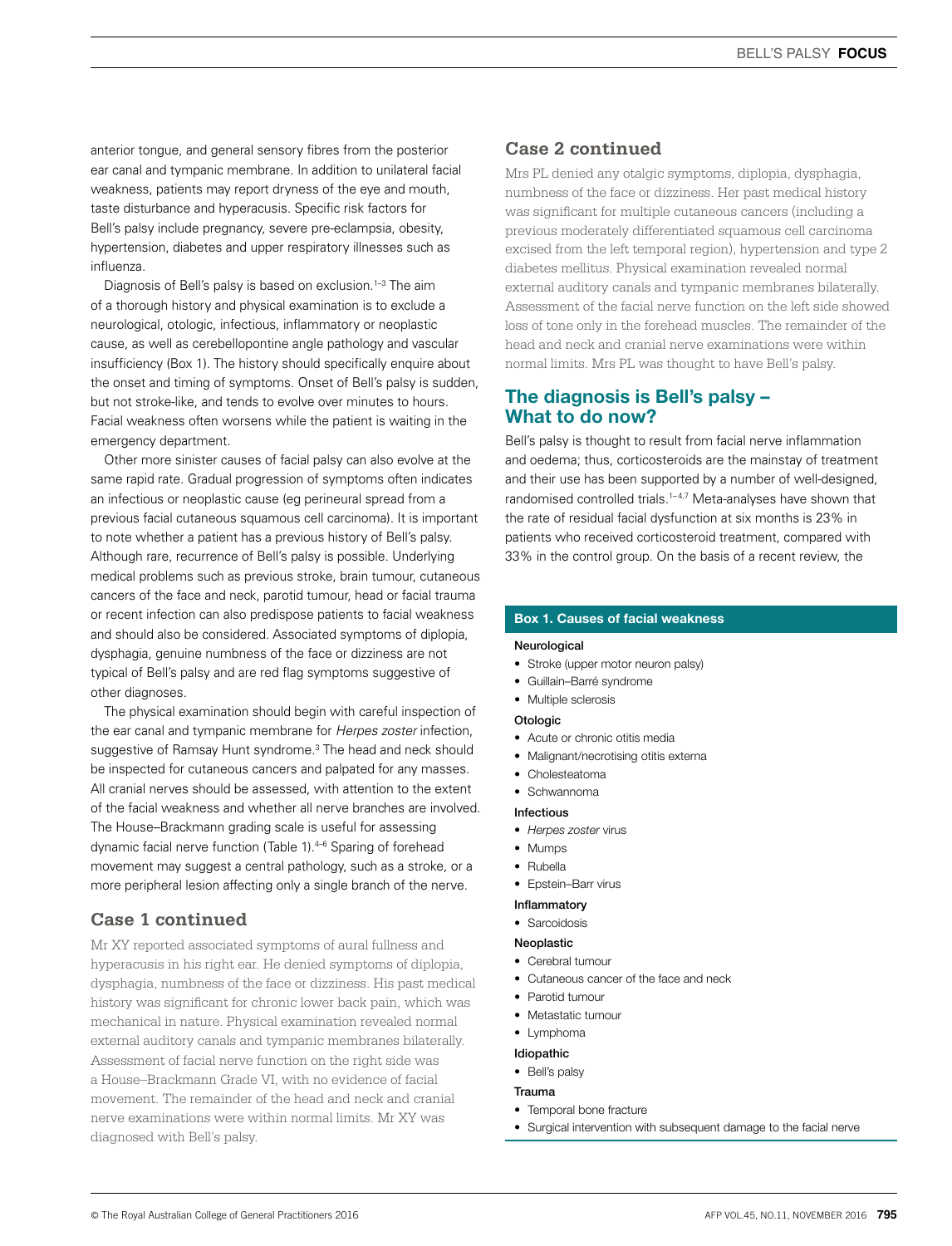anterior tongue, and general sensory fibres from the posterior ear canal and tympanic membrane. In addition to unilateral facial weakness, patients may report dryness of the eye and mouth, taste disturbance and hyperacusis. Specific risk factors for Bell's palsy include pregnancy, severe pre-eclampsia, obesity, hypertension, diabetes and upper respiratory illnesses such as influenza.

Diagnosis of Bell's palsy is based on exclusion.[1–3] The aim of a thorough history and physical examination is to exclude a neurological, otologic, infectious, inflammatory or neoplastic cause, as well as cerebellopontine angle pathology and vascular insufficiency (Box 1). The history should specifically enquire about the onset and timing of symptoms. Onset of Bell's palsy is sudden, but not stroke-like, and tends to evolve over minutes to hours. Facial weakness often worsens while the patient is waiting in the emergency department.

Other more sinister causes of facial palsy can also evolve at the same rapid rate. Gradual progression of symptoms often indicates an infectious or neoplastic cause (eg perineural spread from a previous facial cutaneous squamous cell carcinoma). It is important to note whether a patient has a previous history of Bell's palsy. Although rare, recurrence of Bell's palsy is possible. Underlying medical problems such as previous stroke, brain tumour, cutaneous cancers of the face and neck, parotid tumour, head or facial trauma or recent infection can also predispose patients to facial weakness and should also be considered. Associated symptoms of diplopia, dysphagia, genuine numbness of the face or dizziness are not typical of Bell's palsy and are red flag symptoms suggestive of other diagnoses.

The physical examination should begin with careful inspection of the ear canal and tympanic membrane for *Herpes zoster* infection, suggestive of Ramsay Hunt syndrome.[3] The head and neck should be inspected for cutaneous cancers and palpated for any masses. All cranial nerves should be assessed, with attention to the extent of the facial weakness and whether all nerve branches are involved. The House–Brackmann grading scale is useful for assessing dynamic facial nerve function (Table 1).[4–6] Sparing of forehead movement may suggest a central pathology, such as a stroke, or a more peripheral lesion affecting only a single branch of the nerve.

## Case 1 continued

Mr XY reported associated symptoms of aural fullness and hyperacusis in his right ear. He denied symptoms of diplopia, dysphagia, numbness of the face or dizziness. His past medical history was significant for chronic lower back pain, which was mechanical in nature. Physical examination revealed normal external auditory canals and tympanic membranes bilaterally. Assessment of facial nerve function on the right side was a House–Brackmann Grade VI, with no evidence of facial movement. The remainder of the head and neck and cranial nerve examinations were within normal limits. Mr XY was diagnosed with Bell's palsy.

## Case 2 continued

Mrs PL denied any otalgic symptoms, diplopia, dysphagia, numbness of the face or dizziness. Her past medical history was significant for multiple cutaneous cancers (including a previous moderately differentiated squamous cell carcinoma excised from the left temporal region), hypertension and type 2 diabetes mellitus. Physical examination revealed normal external auditory canals and tympanic membranes bilaterally. Assessment of the facial nerve function on the left side showed loss of tone only in the forehead muscles. The remainder of the head and neck and cranial nerve examinations were within normal limits. Mrs PL was thought to have Bell's palsy.

## The diagnosis is Bell's palsy – What to do now?

Bell's palsy is thought to result from facial nerve inflammation and oedema; thus, corticosteroids are the mainstay of treatment and their use has been supported by a number of well-designed, randomised controlled trials.[1–4,7] Meta-analyses have shown that the rate of residual facial dysfunction at six months is 23% in patients who received corticosteroid treatment, compared with 33% in the control group. On the basis of a recent review, the

### Box 1. Causes of facial weakness

**Neurological**
- Stroke (upper motor neuron palsy)
- Guillain–Barré syndrome
- Multiple sclerosis

**Otologic**
- Acute or chronic otitis media
- Malignant/necrotising otitis externa
- Cholesteatoma
- Schwannoma

**Infectious**
- *Herpes zoster* virus
- Mumps
- Rubella
- Epstein–Barr virus

**Inflammatory**
- Sarcoidosis

**Neoplastic**
- Cerebral tumour
- Cutaneous cancer of the face and neck
- Parotid tumour
- Metastatic tumour
- Lymphoma

**Idiopathic**
- Bell's palsy

**Trauma**
- Temporal bone fracture
- Surgical intervention with subsequent damage to the facial nerve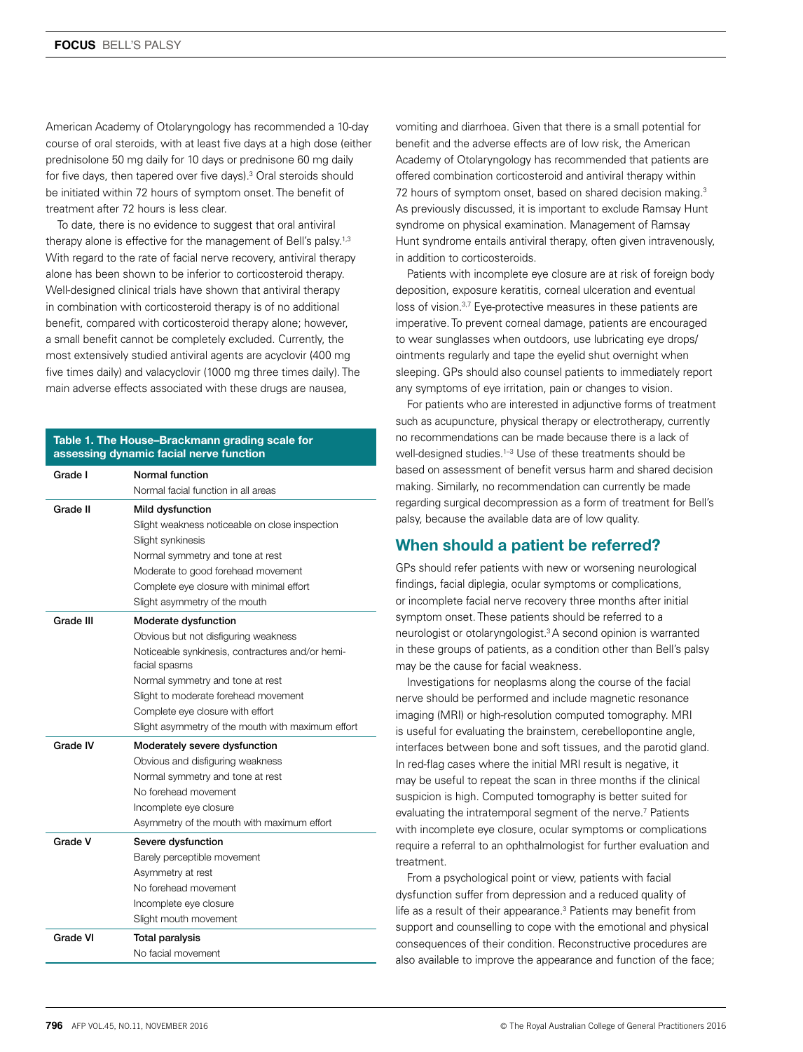American Academy of Otolaryngology has recommended a 10-day course of oral steroids, with at least five days at a high dose (either prednisolone 50 mg daily for 10 days or prednisone 60 mg daily for five days, then tapered over five days).[3] Oral steroids should be initiated within 72 hours of symptom onset. The benefit of treatment after 72 hours is less clear.

To date, there is no evidence to suggest that oral antiviral therapy alone is effective for the management of Bell's palsy.[1,3] With regard to the rate of facial nerve recovery, antiviral therapy alone has been shown to be inferior to corticosteroid therapy. Well-designed clinical trials have shown that antiviral therapy in combination with corticosteroid therapy is of no additional benefit, compared with corticosteroid therapy alone; however, a small benefit cannot be completely excluded. Currently, the most extensively studied antiviral agents are acyclovir (400 mg five times daily) and valacyclovir (1000 mg three times daily). The main adverse effects associated with these drugs are nausea, vomiting and diarrhoea. Given that there is a small potential for benefit and the adverse effects are of low risk, the American Academy of Otolaryngology has recommended that patients are offered combination corticosteroid and antiviral therapy within 72 hours of symptom onset, based on shared decision making.[3] As previously discussed, it is important to exclude Ramsay Hunt syndrome on physical examination. Management of Ramsay Hunt syndrome entails antiviral therapy, often given intravenously, in addition to corticosteroids.

Patients with incomplete eye closure are at risk of foreign body deposition, exposure keratitis, corneal ulceration and eventual loss of vision.[3,7] Eye-protective measures in these patients are imperative. To prevent corneal damage, patients are encouraged to wear sunglasses when outdoors, use lubricating eye drops/ointments regularly and tape the eyelid shut overnight when sleeping. GPs should also counsel patients to immediately report any symptoms of eye irritation, pain or changes to vision.

For patients who are interested in adjunctive forms of treatment such as acupuncture, physical therapy or electrotherapy, currently no recommendations can be made because there is a lack of well-designed studies.[1–3] Use of these treatments should be based on assessment of benefit versus harm and shared decision making. Similarly, no recommendation can currently be made regarding surgical decompression as a form of treatment for Bell's palsy, because the available data are of low quality.

**Table 1. The House–Brackmann grading scale for assessing dynamic facial nerve function**

| Grade | |
|---|---|
| Grade I | **Normal function**<br>Normal facial function in all areas |
| Grade II | **Mild dysfunction**<br>Slight weakness noticeable on close inspection<br>Slight synkinesis<br>Normal symmetry and tone at rest<br>Moderate to good forehead movement<br>Complete eye closure with minimal effort<br>Slight asymmetry of the mouth |
| Grade III | **Moderate dysfunction**<br>Obvious but not disfiguring weakness<br>Noticeable synkinesis, contractures and/or hemi-facial spasms<br>Normal symmetry and tone at rest<br>Slight to moderate forehead movement<br>Complete eye closure with effort<br>Slight asymmetry of the mouth with maximum effort |
| Grade IV | **Moderately severe dysfunction**<br>Obvious and disfiguring weakness<br>Normal symmetry and tone at rest<br>No forehead movement<br>Incomplete eye closure<br>Asymmetry of the mouth with maximum effort |
| Grade V | **Severe dysfunction**<br>Barely perceptible movement<br>Asymmetry at rest<br>No forehead movement<br>Incomplete eye closure<br>Slight mouth movement |
| Grade VI | **Total paralysis**<br>No facial movement |

## When should a patient be referred?

GPs should refer patients with new or worsening neurological findings, facial diplegia, ocular symptoms or complications, or incomplete facial nerve recovery three months after initial symptom onset. These patients should be referred to a neurologist or otolaryngologist.[3] A second opinion is warranted in these groups of patients, as a condition other than Bell's palsy may be the cause for facial weakness.

Investigations for neoplasms along the course of the facial nerve should be performed and include magnetic resonance imaging (MRI) or high-resolution computed tomography. MRI is useful for evaluating the brainstem, cerebellopontine angle, interfaces between bone and soft tissues, and the parotid gland. In red-flag cases where the initial MRI result is negative, it may be useful to repeat the scan in three months if the clinical suspicion is high. Computed tomography is better suited for evaluating the intratemporal segment of the nerve.[7] Patients with incomplete eye closure, ocular symptoms or complications require a referral to an ophthalmologist for further evaluation and treatment.

From a psychological point or view, patients with facial dysfunction suffer from depression and a reduced quality of life as a result of their appearance.[3] Patients may benefit from support and counselling to cope with the emotional and physical consequences of their condition. Reconstructive procedures are also available to improve the appearance and function of the face;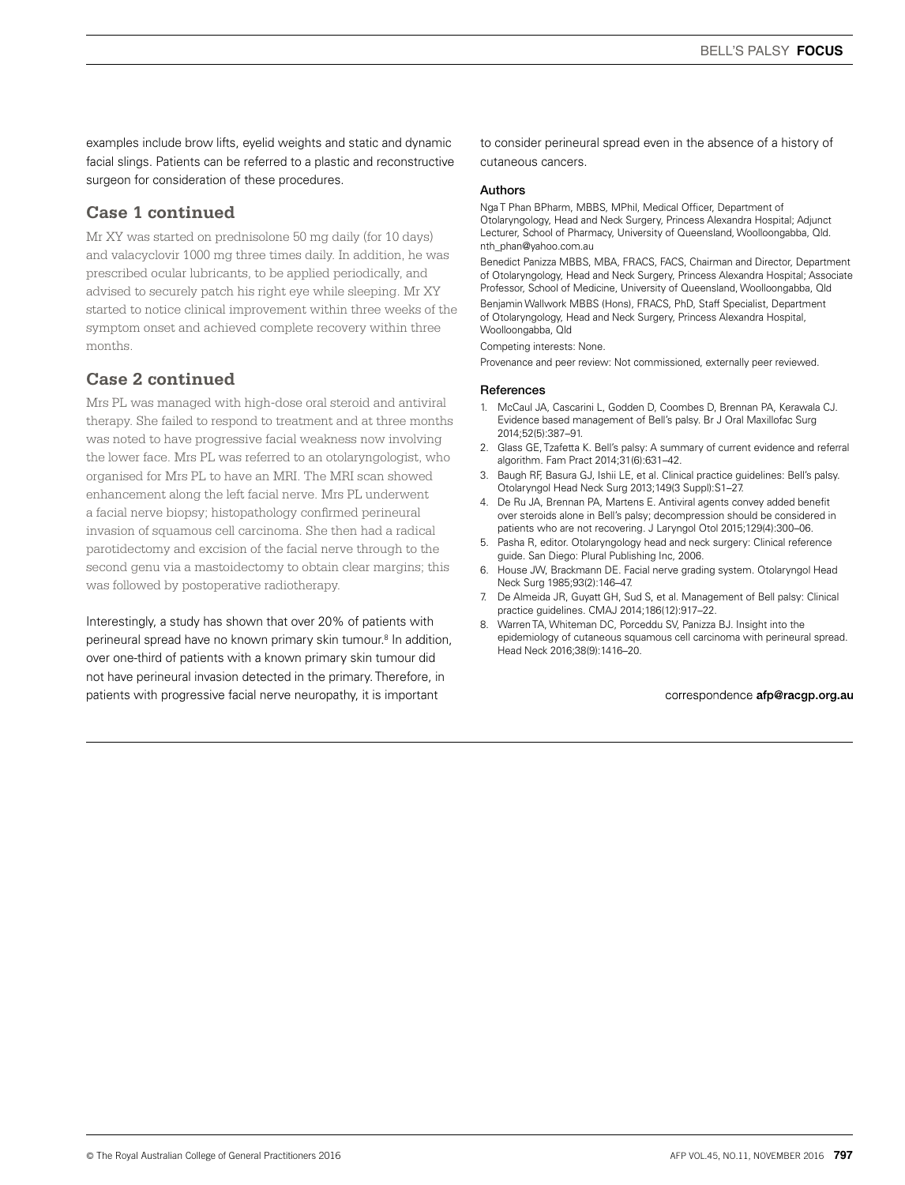examples include brow lifts, eyelid weights and static and dynamic facial slings. Patients can be referred to a plastic and reconstructive surgeon for consideration of these procedures.

## Case 1 continued

Mr XY was started on prednisolone 50 mg daily (for 10 days) and valacyclovir 1000 mg three times daily. In addition, he was prescribed ocular lubricants, to be applied periodically, and advised to securely patch his right eye while sleeping. Mr XY started to notice clinical improvement within three weeks of the symptom onset and achieved complete recovery within three months.

## Case 2 continued

Mrs PL was managed with high-dose oral steroid and antiviral therapy. She failed to respond to treatment and at three months was noted to have progressive facial weakness now involving the lower face. Mrs PL was referred to an otolaryngologist, who organised for Mrs PL to have an MRI. The MRI scan showed enhancement along the left facial nerve. Mrs PL underwent a facial nerve biopsy; histopathology confirmed perineural invasion of squamous cell carcinoma. She then had a radical parotidectomy and excision of the facial nerve through to the second genu via a mastoidectomy to obtain clear margins; this was followed by postoperative radiotherapy.

Interestingly, a study has shown that over 20% of patients with perineural spread have no known primary skin tumour.[8] In addition, over one-third of patients with a known primary skin tumour did not have perineural invasion detected in the primary. Therefore, in patients with progressive facial nerve neuropathy, it is important to consider perineural spread even in the absence of a history of cutaneous cancers.

### Authors

Nga T Phan BPharm, MBBS, MPhil, Medical Officer, Department of Otolaryngology, Head and Neck Surgery, Princess Alexandra Hospital; Adjunct Lecturer, School of Pharmacy, University of Queensland, Woolloongabba, Qld. nth_phan@yahoo.com.au

Benedict Panizza MBBS, MBA, FRACS, FACS, Chairman and Director, Department of Otolaryngology, Head and Neck Surgery, Princess Alexandra Hospital; Associate Professor, School of Medicine, University of Queensland, Woolloongabba, Qld

Benjamin Wallwork MBBS (Hons), FRACS, PhD, Staff Specialist, Department of Otolaryngology, Head and Neck Surgery, Princess Alexandra Hospital, Woolloongabba, Qld

Competing interests: None.

Provenance and peer review: Not commissioned, externally peer reviewed.

### References

1. McCaul JA, Cascarini L, Godden D, Coombes D, Brennan PA, Kerawala CJ. Evidence based management of Bell's palsy. Br J Oral Maxillofac Surg 2014;52(5):387–91.
2. Glass GE, Tzafetta K. Bell's palsy: A summary of current evidence and referral algorithm. Fam Pract 2014;31(6):631–42.
3. Baugh RF, Basura GJ, Ishii LE, et al. Clinical practice guidelines: Bell's palsy. Otolaryngol Head Neck Surg 2013;149(3 Suppl):S1–27.
4. De Ru JA, Brennan PA, Martens E. Antiviral agents convey added benefit over steroids alone in Bell's palsy; decompression should be considered in patients who are not recovering. J Laryngol Otol 2015;129(4):300–06.
5. Pasha R, editor. Otolaryngology head and neck surgery: Clinical reference guide. San Diego: Plural Publishing Inc, 2006.
6. House JW, Brackmann DE. Facial nerve grading system. Otolaryngol Head Neck Surg 1985;93(2):146–47.
7. De Almeida JR, Guyatt GH, Sud S, et al. Management of Bell palsy: Clinical practice guidelines. CMAJ 2014;186(12):917–22.
8. Warren TA, Whiteman DC, Porceddu SV, Panizza BJ. Insight into the epidemiology of cutaneous squamous cell carcinoma with perineural spread. Head Neck 2016;38(9):1416–20.

correspondence **afp@racgp.org.au**